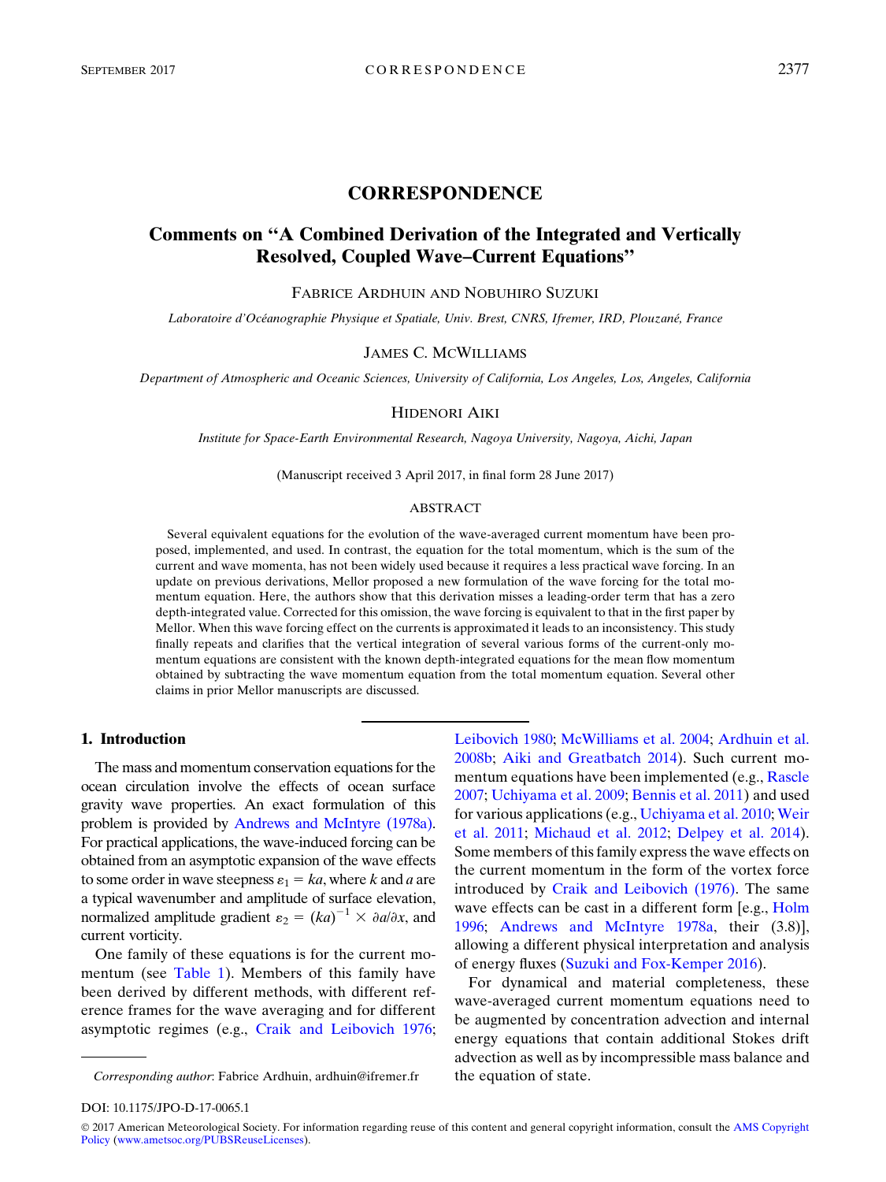# CORRESPONDENCE

## Comments on "A Combined Derivation of the Integrated and Vertically Resolved, Coupled Wave–Current Equations"

FABRICE ARDHUIN AND NOBUHIRO SUZUKI

*Laboratoire d'Océanographie Physique et Spatiale, Univ. Brest, CNRS, Ifremer, IRD, Plouzané, France*

JAMES C. MCWILLIAMS

*Department of Atmospheric and Oceanic Sciences, University of California, Los Angeles, Los, Angeles, California*

HIDENORI AIKI

*Institute for Space-Earth Environmental Research, Nagoya University, Nagoya, Aichi, Japan*

(Manuscript received 3 April 2017, in final form 28 June 2017)

### ABSTRACT

Several equivalent equations for the evolution of the wave-averaged current momentum have been proposed, implemented, and used. In contrast, the equation for the total momentum, which is the sum of the current and wave momenta, has not been widely used because it requires a less practical wave forcing. In an update on previous derivations, Mellor proposed a new formulation of the wave forcing for the total momentum equation. Here, the authors show that this derivation misses a leading-order term that has a zero depth-integrated value. Corrected for this omission, the wave forcing is equivalent to that in the first paper by Mellor. When this wave forcing effect on the currents is approximated it leads to an inconsistency. This study finally repeats and clarifies that the vertical integration of several various forms of the current-only momentum equations are consistent with the known depth-integrated equations for the mean flow momentum obtained by subtracting the wave momentum equation from the total momentum equation. Several other claims in prior Mellor manuscripts are discussed.

## 1. Introduction

The mass and momentum conservation equations for the ocean circulation involve the effects of ocean surface gravity wave properties. An exact formulation of this problem is provided by Andrews and McIntyre (1978a). For practical applications, the wave-induced forcing can be obtained from an asymptotic expansion of the wave effects to some order in wave steepness $\varepsilon_1 = ka$, where $k$ and $a$ are a typical wavenumber and amplitude of surface elevation, normalized amplitude gradient $\varepsilon_2 = (ka)^{-1} \times \partial a/\partial x$, and current vorticity.

One family of these equations is for the current momentum (see Table 1). Members of this family have been derived by different methods, with different reference frames for the wave averaging and for different asymptotic regimes (e.g., Craik and Leibovich 1976; Leibovich 1980; McWilliams et al. 2004; Ardhuin et al. 2008b; Aiki and Greatbatch 2014). Such current momentum equations have been implemented (e.g., Rascle 2007; Uchiyama et al. 2009; Bennis et al. 2011) and used for various applications (e.g., Uchiyama et al. 2010; Weir et al. 2011; Michaud et al. 2012; Delpey et al. 2014). Some members of this family express the wave effects on the current momentum in the form of the vortex force introduced by Craik and Leibovich (1976). The same wave effects can be cast in a different form [e.g., Holm 1996; Andrews and McIntyre 1978a, their (3.8)], allowing a different physical interpretation and analysis of energy fluxes (Suzuki and Fox-Kemper 2016).

For dynamical and material completeness, these wave-averaged current momentum equations need to be augmented by concentration advection and internal energy equations that contain additional Stokes drift advection as well as by incompressible mass balance and the equation of state.

*Corresponding author*: Fabrice Ardhuin, ardhuin@ifremer.fr

DOI: 10.1175/JPO-D-17-0065.1

© 2017 American Meteorological Society. For information regarding reuse of this content and general copyright information, consult the AMS Copyright Policy (www.ametsoc.org/PUBSReuseLicenses).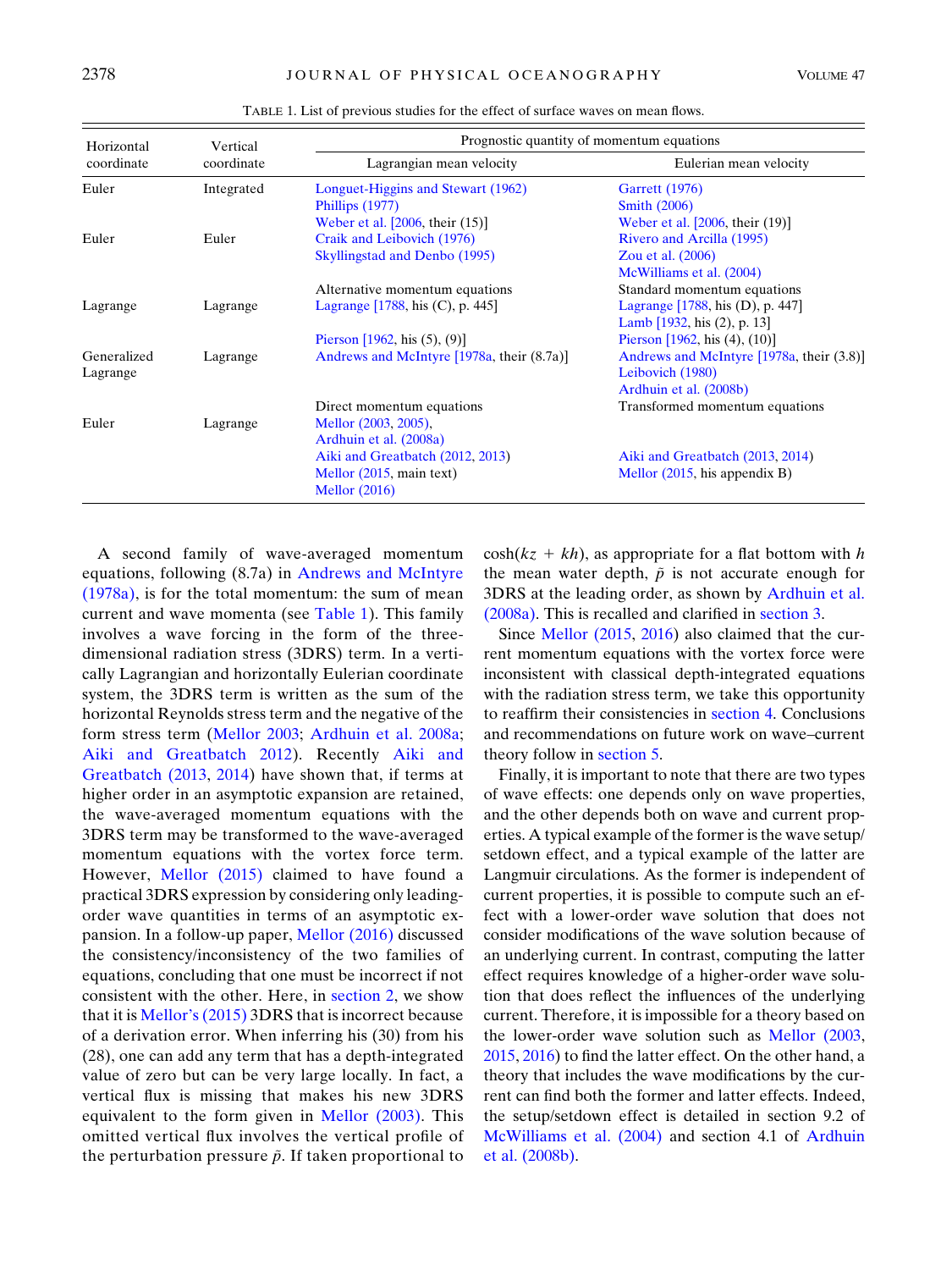TABLE 1. List of previous studies for the effect of surface waves on mean flows.

| Horizontal coordinate | Vertical coordinate | Prognostic quantity of momentum equations | |
|---|---|---|---|
| | | Lagrangian mean velocity | Eulerian mean velocity |
| Euler | Integrated | Longuet-Higgins and Stewart (1962) | Garrett (1976) |
| | | Phillips (1977) | Smith (2006) |
| | | Weber et al. [2006, their (15)] | Weber et al. [2006, their (19)] |
| Euler | Euler | Craik and Leibovich (1976) | Rivero and Arcilla (1995) |
| | | Skyllingstad and Denbo (1995) | Zou et al. (2006) |
| | | | McWilliams et al. (2004) |
| | | Alternative momentum equations | Standard momentum equations |
| Lagrange | Lagrange | Lagrange [1788, his (C), p. 445] | Lagrange [1788, his (D), p. 447] |
| | | | Lamb [1932, his (2), p. 13] |
| | | Pierson [1962, his (5), (9)] | Pierson [1962, his (4), (10)] |
| Generalized Lagrange | Lagrange | Andrews and McIntyre [1978a, their (8.7a)] | Andrews and McIntyre [1978a, their (3.8)] |
| | | | Leibovich (1980) |
| | | | Ardhuin et al. (2008b) |
| | | Direct momentum equations | Transformed momentum equations |
| Euler | Lagrange | Mellor (2003, 2005), | |
| | | Ardhuin et al. (2008a) | |
| | | Aiki and Greatbatch (2012, 2013) | Aiki and Greatbatch (2013, 2014) |
| | | Mellor (2015, main text) | Mellor (2015, his appendix B) |
| | | Mellor (2016) | |

A second family of wave-averaged momentum equations, following (8.7a) in Andrews and McIntyre (1978a), is for the total momentum: the sum of mean current and wave momenta (see Table 1). This family involves a wave forcing in the form of the three-dimensional radiation stress (3DRS) term. In a vertically Lagrangian and horizontally Eulerian coordinate system, the 3DRS term is written as the sum of the horizontal Reynolds stress term and the negative of the form stress term (Mellor 2003; Ardhuin et al. 2008a; Aiki and Greatbatch 2012). Recently Aiki and Greatbatch (2013, 2014) have shown that, if terms at higher order in an asymptotic expansion are retained, the wave-averaged momentum equations with the 3DRS term may be transformed to the wave-averaged momentum equations with the vortex force term. However, Mellor (2015) claimed to have found a practical 3DRS expression by considering only leading-order wave quantities in terms of an asymptotic expansion. In a follow-up paper, Mellor (2016) discussed the consistency/inconsistency of the two families of equations, concluding that one must be incorrect if not consistent with the other. Here, in section 2, we show that it is Mellor's (2015) 3DRS that is incorrect because of a derivation error. When inferring his (30) from his (28), one can add any term that has a depth-integrated value of zero but can be very large locally. In fact, a vertical flux is missing that makes his new 3DRS equivalent to the form given in Mellor (2003). This omitted vertical flux involves the vertical profile of the perturbation pressure $\tilde{p}$. If taken proportional to $\cosh(kz + kh)$, as appropriate for a flat bottom with $h$ the mean water depth, $\tilde{p}$ is not accurate enough for 3DRS at the leading order, as shown by Ardhuin et al. (2008a). This is recalled and clarified in section 3.

Since Mellor (2015, 2016) also claimed that the current momentum equations with the vortex force were inconsistent with classical depth-integrated equations with the radiation stress term, we take this opportunity to reaffirm their consistencies in section 4. Conclusions and recommendations on future work on wave–current theory follow in section 5.

Finally, it is important to note that there are two types of wave effects: one depends only on wave properties, and the other depends both on wave and current properties. A typical example of the former is the wave setup/setdown effect, and a typical example of the latter are Langmuir circulations. As the former is independent of current properties, it is possible to compute such an effect with a lower-order wave solution that does not consider modifications of the wave solution because of an underlying current. In contrast, computing the latter effect requires knowledge of a higher-order wave solution that does reflect the influences of the underlying current. Therefore, it is impossible for a theory based on the lower-order wave solution such as Mellor (2003, 2015, 2016) to find the latter effect. On the other hand, a theory that includes the wave modifications by the current can find both the former and latter effects. Indeed, the setup/setdown effect is detailed in section 9.2 of McWilliams et al. (2004) and section 4.1 of Ardhuin et al. (2008b).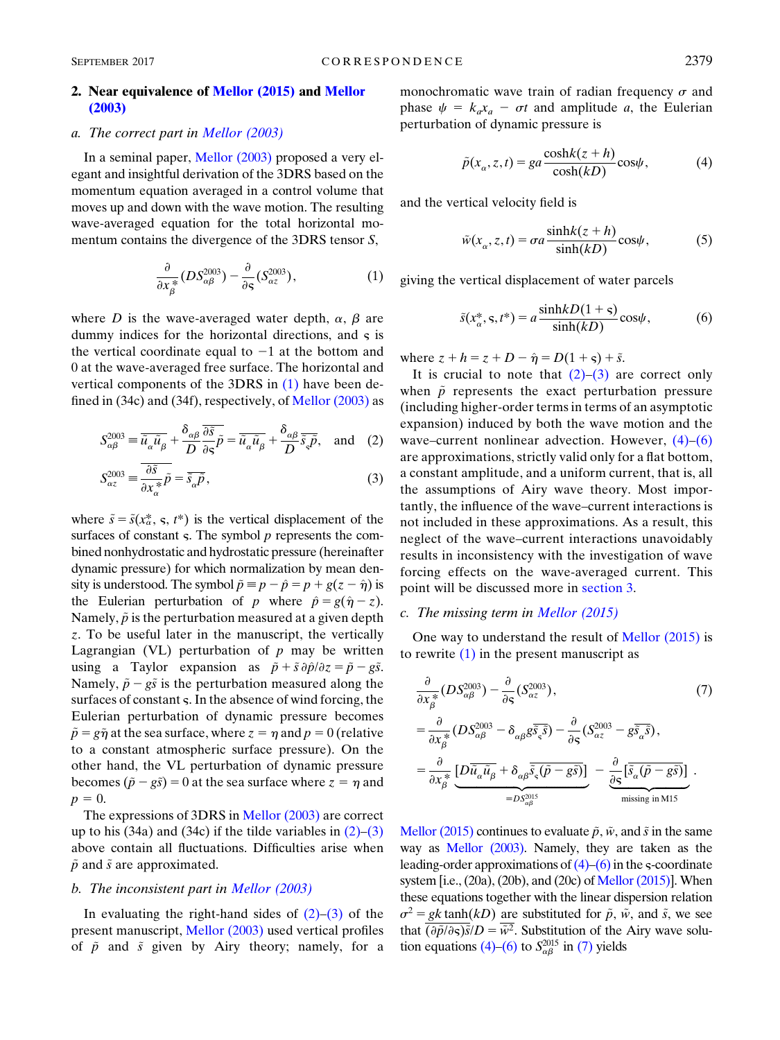## 2. Near equivalence of Mellor (2015) and Mellor (2003)

### a. The correct part in Mellor (2003)

In a seminal paper, Mellor (2003) proposed a very elegant and insightful derivation of the 3DRS based on the momentum equation averaged in a control volume that moves up and down with the wave motion. The resulting wave-averaged equation for the total horizontal momentum contains the divergence of the 3DRS tensor $S$,

$$\frac{\partial}{\partial x^*_\beta}(DS^{2003}_{\alpha\beta}) - \frac{\partial}{\partial \varsigma}(S^{2003}_{\alpha z}), \tag{1}$$

where $D$ is the wave-averaged water depth, $\alpha$, $\beta$ are dummy indices for the horizontal directions, and $\varsigma$ is the vertical coordinate equal to $-1$ at the bottom and 0 at the wave-averaged free surface. The horizontal and vertical components of the 3DRS in (1) have been defined in (34c) and (34f), respectively, of Mellor (2003) as

$$S^{2003}_{\alpha\beta} \equiv \overline{\tilde{u}_\alpha \tilde{u}_\beta} + \frac{\delta_{\alpha\beta}}{D}\overline{\frac{\partial \tilde{s}}{\partial \varsigma}\tilde{p}} = \overline{\tilde{u}_\alpha \tilde{u}_\beta} + \frac{\delta_{\alpha\beta}}{D}\overline{\tilde{s}_\varsigma \tilde{p}}, \quad \text{and} \tag{2}$$

$$S^{2003}_{\alpha z} \equiv \overline{\frac{\partial \tilde{s}}{\partial x^*_\alpha}\tilde{p}} = \overline{\tilde{s}_\alpha \tilde{p}}, \tag{3}$$

where $\tilde{s} = \tilde{s}(x^*_\alpha, \varsigma, t^*)$ is the vertical displacement of the surfaces of constant $\varsigma$. The symbol $p$ represents the combined nonhydrostatic and hydrostatic pressure (hereinafter dynamic pressure) for which normalization by mean density is understood. The symbol $\tilde{p} \equiv p - \hat{p} = p + g(z - \hat{\eta})$ is the Eulerian perturbation of $p$ where $\hat{p} = g(\hat{\eta} - z)$. Namely, $\tilde{p}$ is the perturbation measured at a given depth $z$. To be useful later in the manuscript, the vertically Lagrangian (VL) perturbation of $p$ may be written using a Taylor expansion as $\tilde{p} + \tilde{s}\,\partial\hat{p}/\partial z = \tilde{p} - g\tilde{s}$. Namely, $\tilde{p} - g\tilde{s}$ is the perturbation measured along the surfaces of constant $\varsigma$. In the absence of wind forcing, the Eulerian perturbation of dynamic pressure becomes $\tilde{p} = g\tilde{\eta}$ at the sea surface, where $z = \eta$ and $p = 0$ (relative to a constant atmospheric surface pressure). On the other hand, the VL perturbation of dynamic pressure becomes $(\tilde{p} - g\tilde{s}) = 0$ at the sea surface where $z = \eta$ and $p = 0$.

The expressions of 3DRS in Mellor (2003) are correct up to his (34a) and (34c) if the tilde variables in (2)–(3) above contain all fluctuations. Difficulties arise when $\tilde{p}$ and $\tilde{s}$ are approximated.

### b. The inconsistent part in Mellor (2003)

In evaluating the right-hand sides of (2)–(3) of the present manuscript, Mellor (2003) used vertical profiles of $\tilde{p}$ and $\tilde{s}$ given by Airy theory; namely, for a monochromatic wave train of radian frequency $\sigma$ and phase $\psi = k_\alpha x_\alpha - \sigma t$ and amplitude $a$, the Eulerian perturbation of dynamic pressure is

$$\tilde{p}(x_\alpha, z, t) = ga\frac{\cosh k(z+h)}{\cosh(kD)}\cos\psi, \tag{4}$$

and the vertical velocity field is

$$\tilde{w}(x_\alpha, z, t) = \sigma a\frac{\sinh k(z+h)}{\sinh(kD)}\cos\psi, \tag{5}$$

giving the vertical displacement of water parcels

$$\tilde{s}(x^*_\alpha, \varsigma, t^*) = a\frac{\sinh kD(1+\varsigma)}{\sinh(kD)}\cos\psi, \tag{6}$$

where $z + h = z + D - \hat{\eta} = D(1+\varsigma) + \tilde{s}$.

It is crucial to note that (2)–(3) are correct only when $\tilde{p}$ represents the exact perturbation pressure (including higher-order terms in terms of an asymptotic expansion) induced by both the wave motion and the wave–current nonlinear advection. However, (4)–(6) are approximations, strictly valid only for a flat bottom, a constant amplitude, and a uniform current, that is, all the assumptions of Airy wave theory. Most importantly, the influence of the wave–current interactions is not included in these approximations. As a result, this neglect of the wave–current interactions unavoidably results in inconsistency with the investigation of wave forcing effects on the wave-averaged current. This point will be discussed more in section 3.

### c. The missing term in Mellor (2015)

One way to understand the result of Mellor (2015) is to rewrite (1) in the present manuscript as

$$\begin{aligned}
&\frac{\partial}{\partial x^*_\beta}(DS^{2003}_{\alpha\beta}) - \frac{\partial}{\partial \varsigma}(S^{2003}_{\alpha z}), \\
&= \frac{\partial}{\partial x^*_\beta}(DS^{2003}_{\alpha\beta} - \delta_{\alpha\beta} g\overline{\tilde{s}_\varsigma \tilde{s}}) - \frac{\partial}{\partial \varsigma}(S^{2003}_{\alpha z} - g\overline{\tilde{s}_\alpha \tilde{s}}), \\
&= \frac{\partial}{\partial x^*_\beta}\underbrace{[D\overline{\tilde{u}_\alpha \tilde{u}_\beta} + \delta_{\alpha\beta}\overline{\tilde{s}_\varsigma(\tilde{p} - g\tilde{s})}]}_{=DS^{2015}_{\alpha\beta}} - \underbrace{\frac{\partial}{\partial \varsigma}[\overline{\tilde{s}_\alpha(\tilde{p} - g\tilde{s})}]}_{\text{missing in M15}}.
\end{aligned} \tag{7}$$

Mellor (2015) continues to evaluate $\tilde{p}$, $\tilde{w}$, and $\tilde{s}$ in the same way as Mellor (2003). Namely, they are taken as the leading-order approximations of (4)–(6) in the $\varsigma$-coordinate system [i.e., (20a), (20b), and (20c) of Mellor (2015)]. When these equations together with the linear dispersion relation $\sigma^2 = gk\tanh(kD)$ are substituted for $\tilde{p}$, $\tilde{w}$, and $\tilde{s}$, we see that $\overline{(\partial\tilde{p}/\partial\varsigma)\tilde{s}}/D = \overline{\tilde{w}^2}$. Substitution of the Airy wave solution equations (4)–(6) to $S^{2015}_{\alpha\beta}$ in (7) yields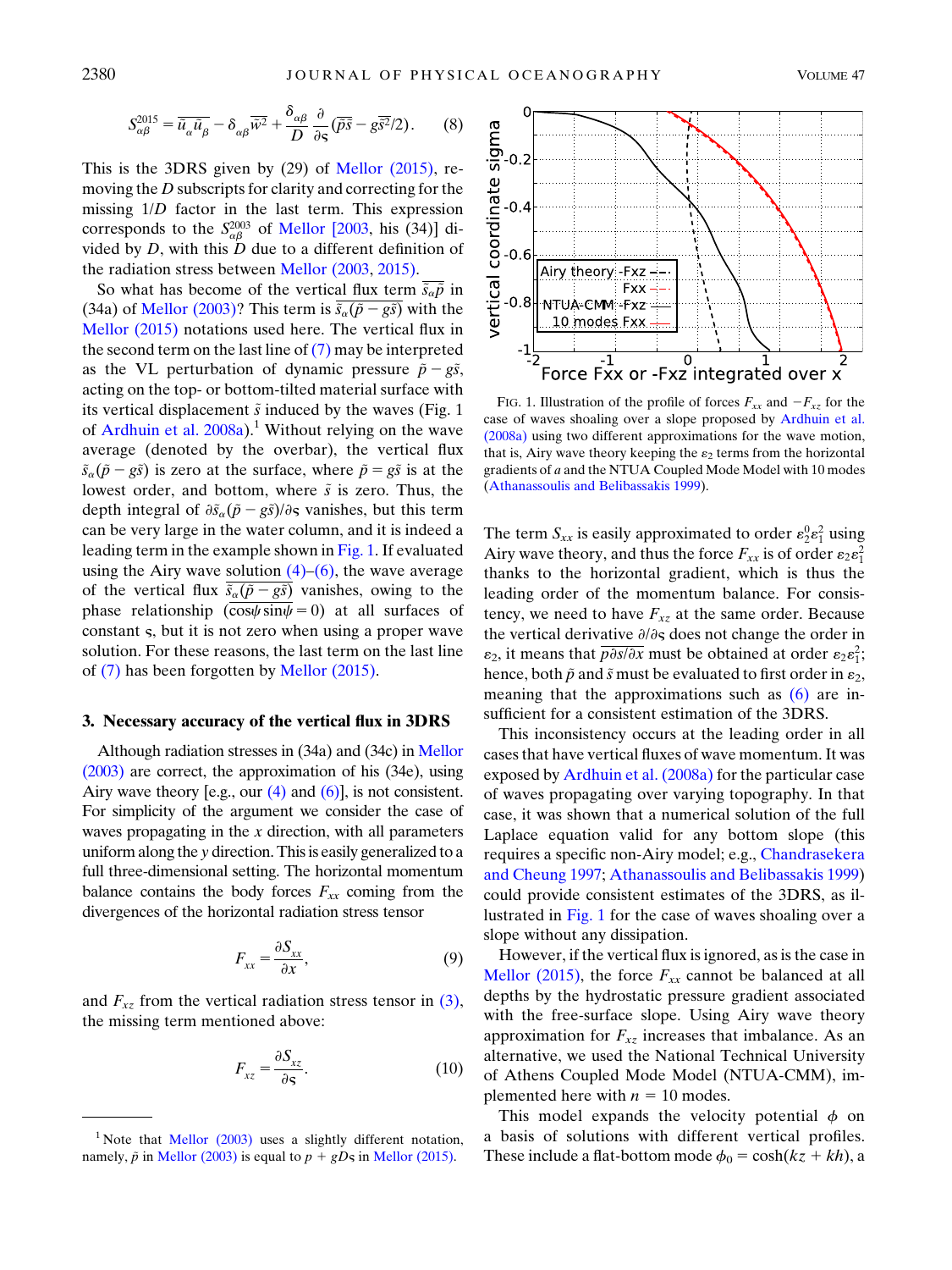$$S_{\alpha\beta}^{2015} = \overline{\tilde{u}_\alpha \tilde{u}_\beta} - \delta_{\alpha\beta}\overline{\tilde{w}^2} + \frac{\delta_{\alpha\beta}}{D}\frac{\partial}{\partial\varsigma}(\overline{\tilde{p}\tilde{s}} - g\overline{\tilde{s}^2}/2). \quad (8)$$

This is the 3DRS given by (29) of Mellor (2015), removing the $D$ subscripts for clarity and correcting for the missing $1/D$ factor in the last term. This expression corresponds to the $S_{\alpha\beta}^{2003}$ of Mellor [2003, his (34)] divided by $D$, with this $D$ due to a different definition of the radiation stress between Mellor (2003, 2015).

So what has become of the vertical flux term $\overline{\tilde{s}_\alpha \tilde{p}}$ in (34a) of Mellor (2003)? This term is $\overline{\tilde{s}_\alpha(\tilde{p} - g\tilde{s})}$ with the Mellor (2015) notations used here. The vertical flux in the second term on the last line of (7) may be interpreted as the VL perturbation of dynamic pressure $\tilde{p} - g\tilde{s}$, acting on the top- or bottom-tilted material surface with its vertical displacement $\tilde{s}$ induced by the waves (Fig. 1 of Ardhuin et al. 2008a).[1] Without relying on the wave average (denoted by the overbar), the vertical flux $\tilde{s}_\alpha(\tilde{p} - g\tilde{s})$ is zero at the surface, where $\tilde{p} = g\tilde{s}$ is at the lowest order, and bottom, where $\tilde{s}$ is zero. Thus, the depth integral of $\partial\tilde{s}_\alpha(\tilde{p} - g\tilde{s})/\partial\varsigma$ vanishes, but this term can be very large in the water column, and it is indeed a leading term in the example shown in Fig. 1. If evaluated using the Airy wave solution (4)–(6), the wave average of the vertical flux $\overline{\tilde{s}_\alpha(\tilde{p} - g\tilde{s})}$ vanishes, owing to the phase relationship $(\overline{\cos\psi \sin\psi} = 0)$ at all surfaces of constant $\varsigma$, but it is not zero when using a proper wave solution. For these reasons, the last term on the last line of (7) has been forgotten by Mellor (2015).

## 3. Necessary accuracy of the vertical flux in 3DRS

Although radiation stresses in (34a) and (34c) in Mellor (2003) are correct, the approximation of his (34e), using Airy wave theory [e.g., our (4) and (6)], is not consistent. For simplicity of the argument we consider the case of waves propagating in the $x$ direction, with all parameters uniform along the $y$ direction. This is easily generalized to a full three-dimensional setting. The horizontal momentum balance contains the body forces $F_{xx}$ coming from the divergences of the horizontal radiation stress tensor

$$F_{xx} = \frac{\partial S_{xx}}{\partial x}, \quad (9)$$

and $F_{xz}$ from the vertical radiation stress tensor in (3), the missing term mentioned above:

$$F_{xz} = \frac{\partial S_{xz}}{\partial \varsigma}. \quad (10)$$

[1] Note that Mellor (2003) uses a slightly different notation, namely, $\tilde{p}$ in Mellor (2003) is equal to $p + gD\varsigma$ in Mellor (2015).

FIG. 1. Illustration of the profile of forces $F_{xx}$ and $-F_{xz}$ for the case of waves shoaling over a slope proposed by Ardhuin et al. (2008a) using two different approximations for the wave motion, that is, Airy wave theory keeping the $\varepsilon_2$ terms from the horizontal gradients of $a$ and the NTUA Coupled Mode Model with 10 modes (Athanassoulis and Belibassakis 1999).

The term $S_{xx}$ is easily approximated to order $\varepsilon_2^0\varepsilon_1^2$ using Airy wave theory, and thus the force $F_{xx}$ is of order $\varepsilon_2\varepsilon_1^2$ thanks to the horizontal gradient, which is thus the leading order of the momentum balance. For consistency, we need to have $F_{xz}$ at the same order. Because the vertical derivative $\partial/\partial\varsigma$ does not change the order in $\varepsilon_2$, it means that $\overline{p\partial s/\partial x}$ must be obtained at order $\varepsilon_2\varepsilon_1^2$; hence, both $\tilde{p}$ and $\tilde{s}$ must be evaluated to first order in $\varepsilon_2$, meaning that the approximations such as (6) are insufficient for a consistent estimation of the 3DRS.

This inconsistency occurs at the leading order in all cases that have vertical fluxes of wave momentum. It was exposed by Ardhuin et al. (2008a) for the particular case of waves propagating over varying topography. In that case, it was shown that a numerical solution of the full Laplace equation valid for any bottom slope (this requires a specific non-Airy model; e.g., Chandrasekera and Cheung 1997; Athanassoulis and Belibassakis 1999) could provide consistent estimates of the 3DRS, as illustrated in Fig. 1 for the case of waves shoaling over a slope without any dissipation.

However, if the vertical flux is ignored, as is the case in Mellor (2015), the force $F_{xx}$ cannot be balanced at all depths by the hydrostatic pressure gradient associated with the free-surface slope. Using Airy wave theory approximation for $F_{xz}$ increases that imbalance. As an alternative, we used the National Technical University of Athens Coupled Mode Model (NTUA-CMM), implemented here with $n = 10$ modes.

This model expands the velocity potential $\phi$ on a basis of solutions with different vertical profiles. These include a flat-bottom mode $\phi_0 = \cosh(kz + kh)$, a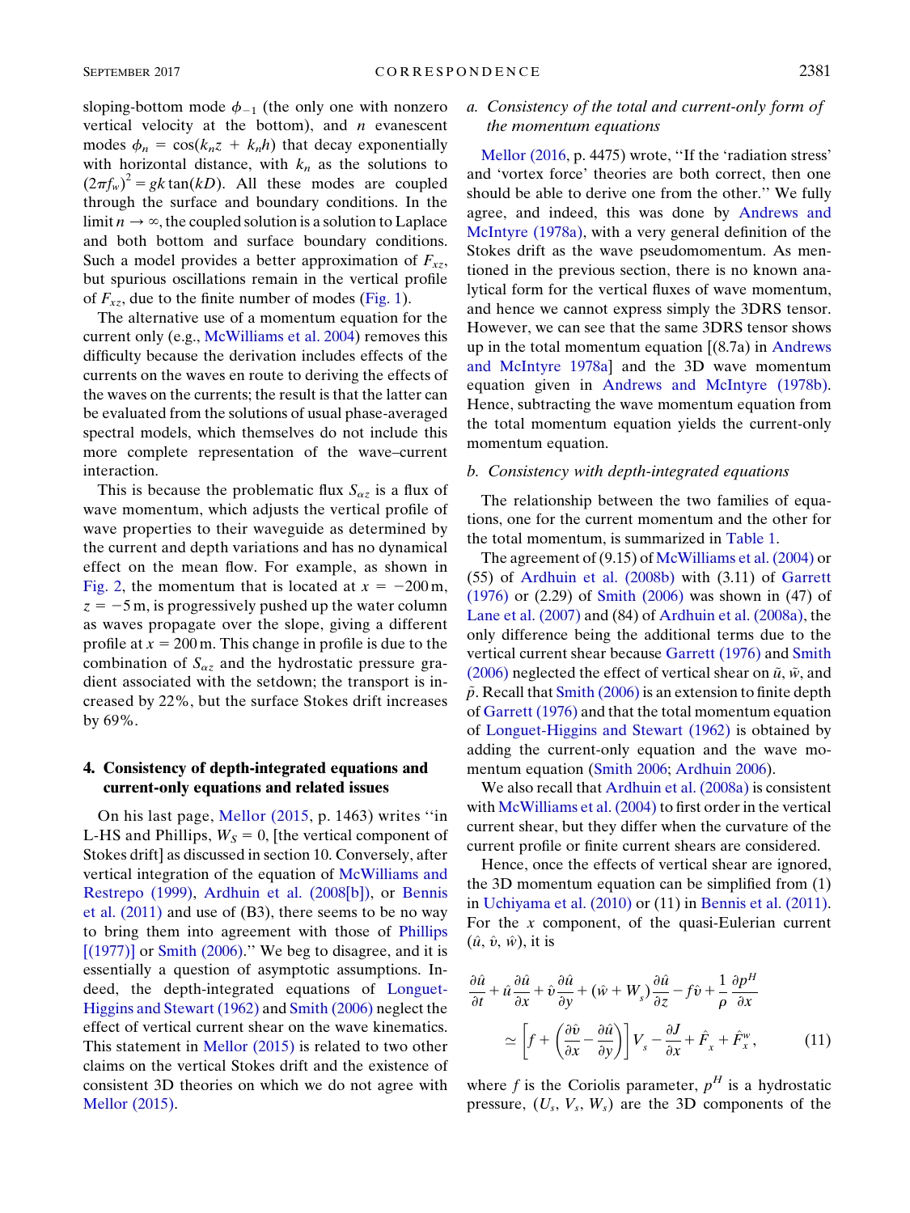sloping-bottom mode $\phi_{-1}$ (the only one with nonzero vertical velocity at the bottom), and $n$ evanescent modes $\phi_n = \cos(k_n z + k_n h)$ that decay exponentially with horizontal distance, with $k_n$ as the solutions to $(2\pi f_w)^2 = gk\tan(kD)$. All these modes are coupled through the surface and boundary conditions. In the limit $n \to \infty$, the coupled solution is a solution to Laplace and both bottom and surface boundary conditions. Such a model provides a better approximation of $F_{xz}$, but spurious oscillations remain in the vertical profile of $F_{xz}$, due to the finite number of modes (Fig. 1).

The alternative use of a momentum equation for the current only (e.g., McWilliams et al. 2004) removes this difficulty because the derivation includes effects of the currents on the waves en route to deriving the effects of the waves on the currents; the result is that the latter can be evaluated from the solutions of usual phase-averaged spectral models, which themselves do not include this more complete representation of the wave–current interaction.

This is because the problematic flux $S_{\alpha z}$ is a flux of wave momentum, which adjusts the vertical profile of wave properties to their waveguide as determined by the current and depth variations and has no dynamical effect on the mean flow. For example, as shown in Fig. 2, the momentum that is located at $x = -200$ m, $z = -5$ m, is progressively pushed up the water column as waves propagate over the slope, giving a different profile at $x = 200$ m. This change in profile is due to the combination of $S_{\alpha z}$ and the hydrostatic pressure gradient associated with the setdown; the transport is increased by 22%, but the surface Stokes drift increases by 69%.

## 4. Consistency of depth-integrated equations and current-only equations and related issues

On his last page, Mellor (2015, p. 1463) writes "in L-HS and Phillips, $W_S = 0$, [the vertical component of Stokes drift] as discussed in section 10. Conversely, after vertical integration of the equation of McWilliams and Restrepo (1999), Ardhuin et al. (2008[b]), or Bennis et al. (2011) and use of (B3), there seems to be no way to bring them into agreement with those of Phillips [(1977)] or Smith (2006)." We beg to disagree, and it is essentially a question of asymptotic assumptions. Indeed, the depth-integrated equations of Longuet-Higgins and Stewart (1962) and Smith (2006) neglect the effect of vertical current shear on the wave kinematics. This statement in Mellor (2015) is related to two other claims on the vertical Stokes drift and the existence of consistent 3D theories on which we do not agree with Mellor (2015).

### a. Consistency of the total and current-only form of the momentum equations

Mellor (2016, p. 4475) wrote, "If the 'radiation stress' and 'vortex force' theories are both correct, then one should be able to derive one from the other." We fully agree, and indeed, this was done by Andrews and McIntyre (1978a), with a very general definition of the Stokes drift as the wave pseudomomentum. As mentioned in the previous section, there is no known analytical form for the vertical fluxes of wave momentum, and hence we cannot express simply the 3DRS tensor. However, we can see that the same 3DRS tensor shows up in the total momentum equation [(8.7a) in Andrews and McIntyre 1978a] and the 3D wave momentum equation given in Andrews and McIntyre (1978b). Hence, subtracting the wave momentum equation from the total momentum equation yields the current-only momentum equation.

### b. Consistency with depth-integrated equations

The relationship between the two families of equations, one for the current momentum and the other for the total momentum, is summarized in Table 1.

The agreement of (9.15) of McWilliams et al. (2004) or (55) of Ardhuin et al. (2008b) with (3.11) of Garrett (1976) or (2.29) of Smith (2006) was shown in (47) of Lane et al. (2007) and (84) of Ardhuin et al. (2008a), the only difference being the additional terms due to the vertical current shear because Garrett (1976) and Smith (2006) neglected the effect of vertical shear on $\tilde{u}$, $\tilde{w}$, and $\tilde{p}$. Recall that Smith (2006) is an extension to finite depth of Garrett (1976) and that the total momentum equation of Longuet-Higgins and Stewart (1962) is obtained by adding the current-only equation and the wave momentum equation (Smith 2006; Ardhuin 2006).

We also recall that Ardhuin et al. (2008a) is consistent with McWilliams et al. (2004) to first order in the vertical current shear, but they differ when the curvature of the current profile or finite current shears are considered.

Hence, once the effects of vertical shear are ignored, the 3D momentum equation can be simplified from (1) in Uchiyama et al. (2010) or (11) in Bennis et al. (2011). For the $x$ component, of the quasi-Eulerian current $(\hat{u}, \hat{v}, \hat{w})$, it is

$$\frac{\partial \hat{u}}{\partial t} + \hat{u}\frac{\partial \hat{u}}{\partial x} + \hat{v}\frac{\partial \hat{u}}{\partial y} + (\hat{w} + W_s)\frac{\partial \hat{u}}{\partial z} - f\hat{v} + \frac{1}{\rho}\frac{\partial p^H}{\partial x} \simeq \left[f + \left(\frac{\partial \hat{v}}{\partial x} - \frac{\partial \hat{u}}{\partial y}\right)\right]V_s - \frac{\partial J}{\partial x} + \hat{F}_x + \hat{F}_x^w, \tag{11}$$

where $f$ is the Coriolis parameter, $p^H$ is a hydrostatic pressure, $(U_s, V_s, W_s)$ are the 3D components of the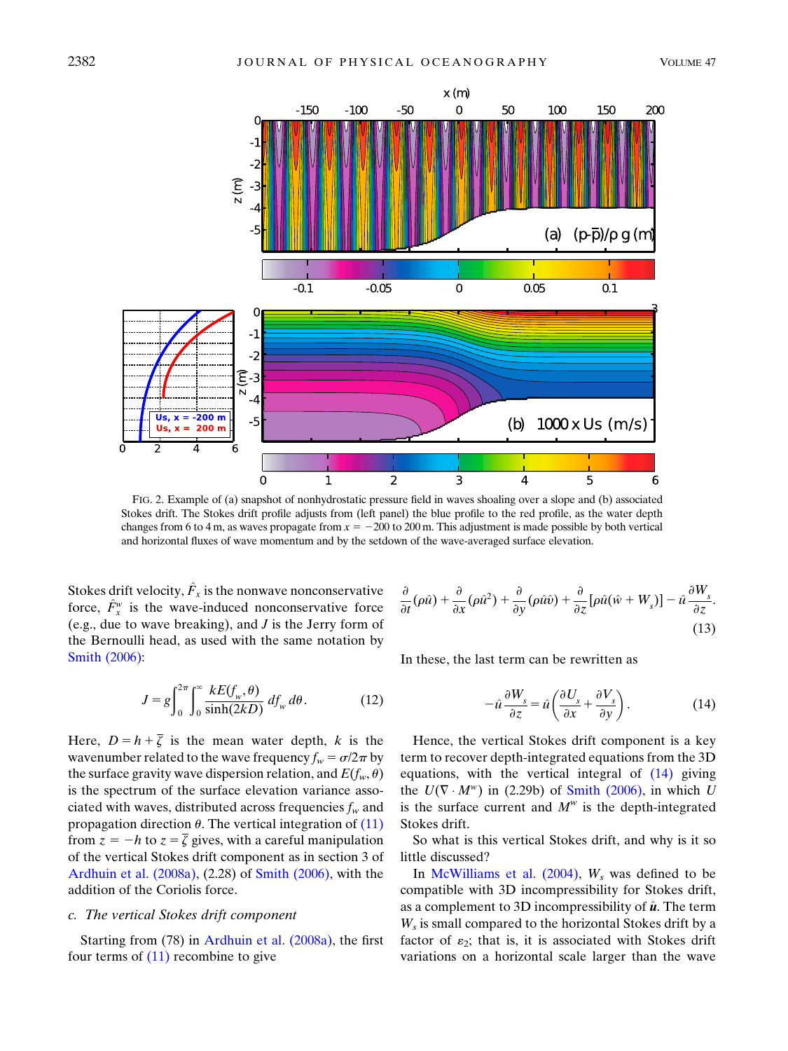FIG. 2. Example of (a) snapshot of nonhydrostatic pressure field in waves shoaling over a slope and (b) associated Stokes drift. The Stokes drift profile adjusts from (left panel) the blue profile to the red profile, as the water depth changes from 6 to 4 m, as waves propagate from $x = -200$ to 200 m. This adjustment is made possible by both vertical and horizontal fluxes of wave momentum and by the setdown of the wave-averaged surface elevation.

Stokes drift velocity, $\hat{F}_x$ is the nonwave nonconservative force, $\hat{F}_x^w$ is the wave-induced nonconservative force (e.g., due to wave breaking), and $J$ is the Jerry form of the Bernoulli head, as used with the same notation by Smith (2006):

$$J = g\int_0^{2\pi}\int_0^{\infty}\frac{kE(f_w,\theta)}{\sinh(2kD)}\,df_w\,d\theta. \tag{12}$$

Here, $D = h + \overline{\zeta}$ is the mean water depth, $k$ is the wavenumber related to the wave frequency $f_w = \sigma/2\pi$ by the surface gravity wave dispersion relation, and $E(f_w, \theta)$ is the spectrum of the surface elevation variance associated with waves, distributed across frequencies $f_w$ and propagation direction $\theta$. The vertical integration of (11) from $z = -h$ to $z = \overline{\zeta}$ gives, with a careful manipulation of the vertical Stokes drift component as in section 3 of Ardhuin et al. (2008a), (2.28) of Smith (2006), with the addition of the Coriolis force.

### c. The vertical Stokes drift component

Starting from (78) in Ardhuin et al. (2008a), the first four terms of (11) recombine to give

$$\frac{\partial}{\partial t}(\rho\hat{u}) + \frac{\partial}{\partial x}(\rho\hat{u}^2) + \frac{\partial}{\partial y}(\rho\hat{u}\hat{v}) + \frac{\partial}{\partial z}[\rho\hat{u}(\hat{w} + W_s)] - \hat{u}\frac{\partial W_s}{\partial z}. \tag{13}$$

In these, the last term can be rewritten as

$$-\hat{u}\frac{\partial W_s}{\partial z} = \hat{u}\left(\frac{\partial U_s}{\partial x} + \frac{\partial V_s}{\partial y}\right). \tag{14}$$

Hence, the vertical Stokes drift component is a key term to recover depth-integrated equations from the 3D equations, with the vertical integral of (14) giving the $U(\nabla \cdot M^w)$ in (2.29b) of Smith (2006), in which $U$ is the surface current and $M^w$ is the depth-integrated Stokes drift.

So what is this vertical Stokes drift, and why is it so little discussed?

In McWilliams et al. (2004), $W_s$ was defined to be compatible with 3D incompressibility for Stokes drift, as a complement to 3D incompressibility of $\hat{\mathbf{u}}$. The term $W_s$ is small compared to the horizontal Stokes drift by a factor of $\varepsilon_2$; that is, it is associated with Stokes drift variations on a horizontal scale larger than the wave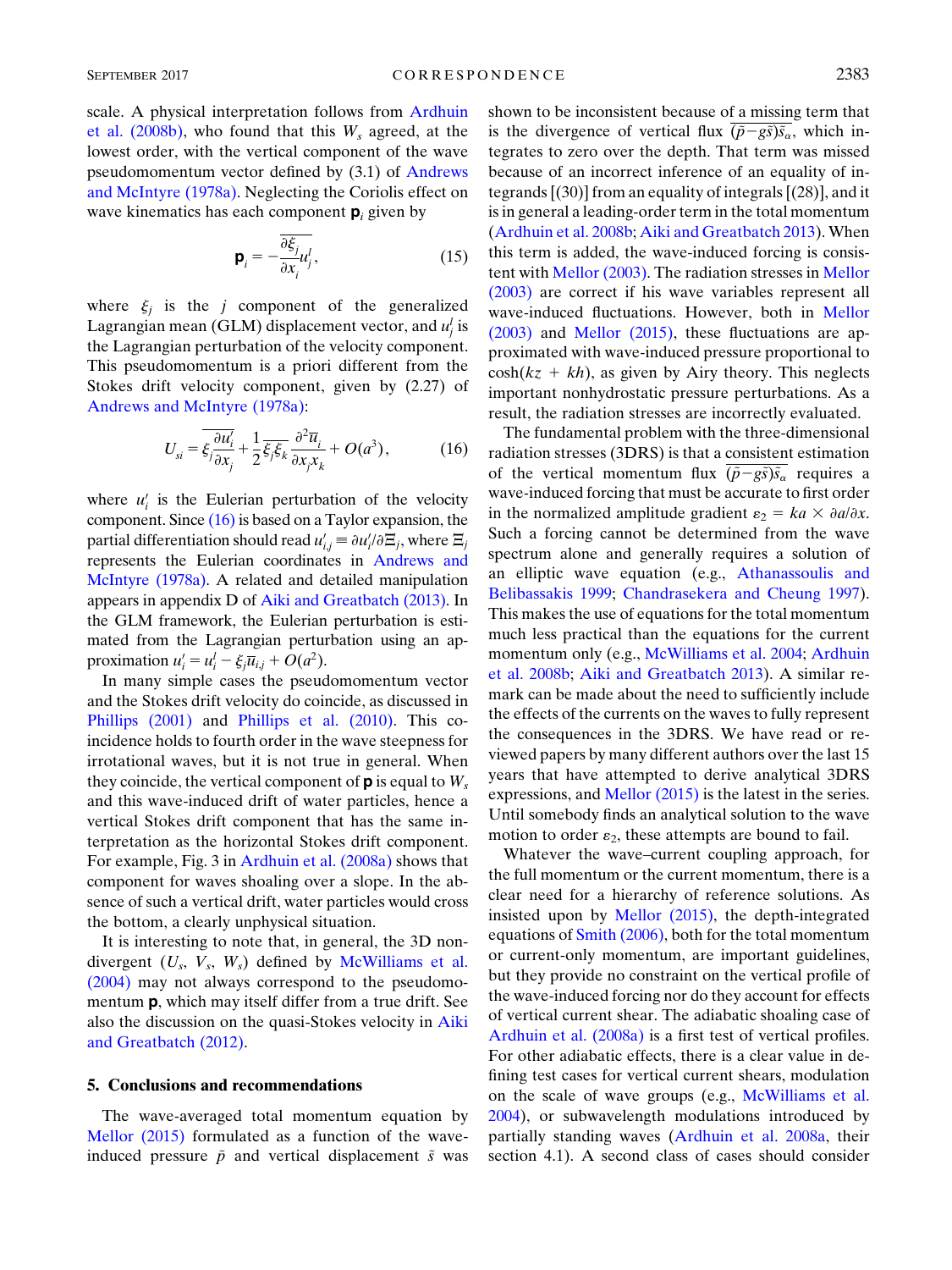scale. A physical interpretation follows from Ardhuin et al. (2008b), who found that this $W_s$ agreed, at the lowest order, with the vertical component of the wave pseudomomentum vector defined by (3.1) of Andrews and McIntyre (1978a). Neglecting the Coriolis effect on wave kinematics has each component $\mathbf{p}_i$ given by

$$\mathbf{p}_i = -\overline{\frac{\partial \xi_j}{\partial x_i} u_j^l}, \tag{15}$$

where $\xi_j$ is the $j$ component of the generalized Lagrangian mean (GLM) displacement vector, and $u_j^l$ is the Lagrangian perturbation of the velocity component. This pseudomomentum is a priori different from the Stokes drift velocity component, given by (2.27) of Andrews and McIntyre (1978a):

$$U_{si} = \overline{\xi_j \frac{\partial u_i'}{\partial x_j}} + \frac{1}{2}\overline{\xi_j \xi_k}\frac{\partial^2 \overline{u}_i}{\partial x_j x_k} + O(a^3), \tag{16}$$

where $u_i'$ is the Eulerian perturbation of the velocity component. Since (16) is based on a Taylor expansion, the partial differentiation should read $u_{i,j}' \equiv \partial u_i'/\partial \Xi_j$, where $\Xi_j$ represents the Eulerian coordinates in Andrews and McIntyre (1978a). A related and detailed manipulation appears in appendix D of Aiki and Greatbatch (2013). In the GLM framework, the Eulerian perturbation is estimated from the Lagrangian perturbation using an approximation $u_i' = u_i^l - \xi_j \overline{u}_{i,j} + O(a^2)$.

In many simple cases the pseudomomentum vector and the Stokes drift velocity do coincide, as discussed in Phillips (2001) and Phillips et al. (2010). This coincidence holds to fourth order in the wave steepness for irrotational waves, but it is not true in general. When they coincide, the vertical component of $\mathbf{p}$ is equal to $W_s$ and this wave-induced drift of water particles, hence a vertical Stokes drift component that has the same interpretation as the horizontal Stokes drift component. For example, Fig. 3 in Ardhuin et al. (2008a) shows that component for waves shoaling over a slope. In the absence of such a vertical drift, water particles would cross the bottom, a clearly unphysical situation.

It is interesting to note that, in general, the 3D nondivergent ($U_s$, $V_s$, $W_s$) defined by McWilliams et al. (2004) may not always correspond to the pseudomomentum $\mathbf{p}$, which may itself differ from a true drift. See also the discussion on the quasi-Stokes velocity in Aiki and Greatbatch (2012).

## 5. Conclusions and recommendations

The wave-averaged total momentum equation by Mellor (2015) formulated as a function of the wave-induced pressure $\tilde{p}$ and vertical displacement $\tilde{s}$ was shown to be inconsistent because of a missing term that is the divergence of vertical flux $\overline{(\tilde{p}-g\tilde{s})\tilde{s}_\alpha}$, which integrates to zero over the depth. That term was missed because of an incorrect inference of an equality of integrands [(30)] from an equality of integrals [(28)], and it is in general a leading-order term in the total momentum (Ardhuin et al. 2008b; Aiki and Greatbatch 2013). When this term is added, the wave-induced forcing is consistent with Mellor (2003). The radiation stresses in Mellor (2003) are correct if his wave variables represent all wave-induced fluctuations. However, both in Mellor (2003) and Mellor (2015), these fluctuations are approximated with wave-induced pressure proportional to $\cosh(kz + kh)$, as given by Airy theory. This neglects important nonhydrostatic pressure perturbations. As a result, the radiation stresses are incorrectly evaluated.

The fundamental problem with the three-dimensional radiation stresses (3DRS) is that a consistent estimation of the vertical momentum flux $\overline{(\tilde{p}-g\tilde{s})\tilde{s}_\alpha}$ requires a wave-induced forcing that must be accurate to first order in the normalized amplitude gradient $\varepsilon_2 = ka \times \partial a/\partial x$. Such a forcing cannot be determined from the wave spectrum alone and generally requires a solution of an elliptic wave equation (e.g., Athanassoulis and Belibassakis 1999; Chandrasekera and Cheung 1997). This makes the use of equations for the total momentum much less practical than the equations for the current momentum only (e.g., McWilliams et al. 2004; Ardhuin et al. 2008b; Aiki and Greatbatch 2013). A similar remark can be made about the need to sufficiently include the effects of the currents on the waves to fully represent the consequences in the 3DRS. We have read or reviewed papers by many different authors over the last 15 years that have attempted to derive analytical 3DRS expressions, and Mellor (2015) is the latest in the series. Until somebody finds an analytical solution to the wave motion to order $\varepsilon_2$, these attempts are bound to fail.

Whatever the wave–current coupling approach, for the full momentum or the current momentum, there is a clear need for a hierarchy of reference solutions. As insisted upon by Mellor (2015), the depth-integrated equations of Smith (2006), both for the total momentum or current-only momentum, are important guidelines, but they provide no constraint on the vertical profile of the wave-induced forcing nor do they account for effects of vertical current shear. The adiabatic shoaling case of Ardhuin et al. (2008a) is a first test of vertical profiles. For other adiabatic effects, there is a clear value in defining test cases for vertical current shears, modulation on the scale of wave groups (e.g., McWilliams et al. 2004), or subwavelength modulations introduced by partially standing waves (Ardhuin et al. 2008a, their section 4.1). A second class of cases should consider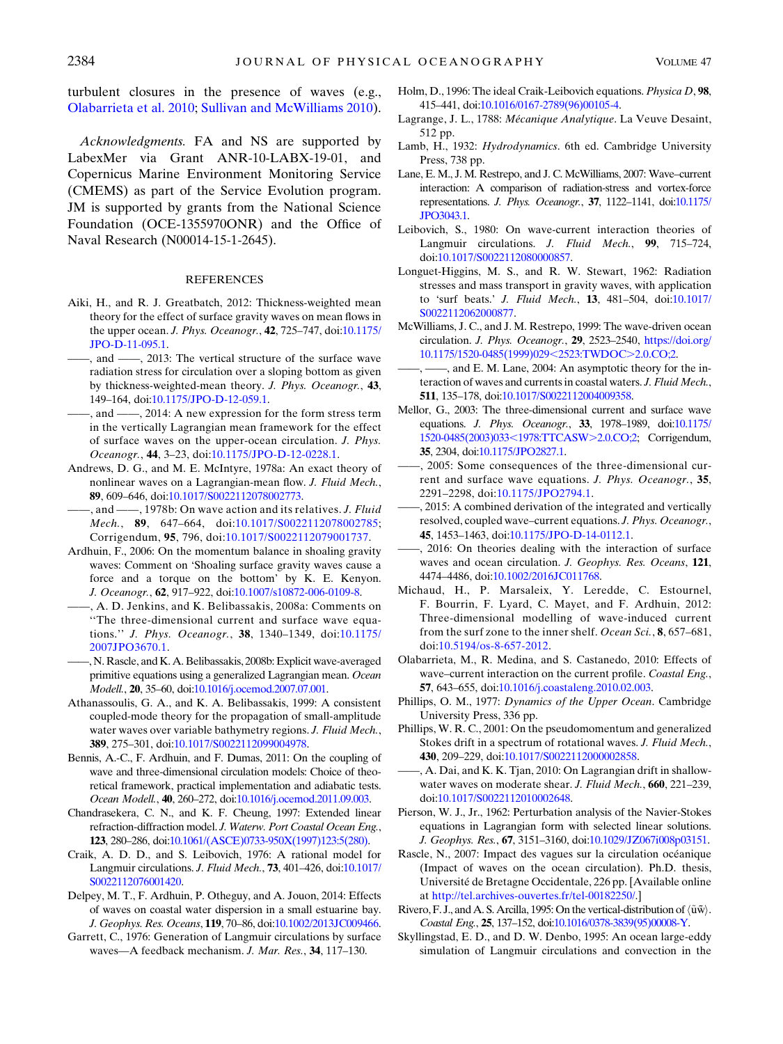turbulent closures in the presence of waves (e.g., Olabarrieta et al. 2010; Sullivan and McWilliams 2010).

*Acknowledgments.* FA and NS are supported by LabexMer via Grant ANR-10-LABX-19-01, and Copernicus Marine Environment Monitoring Service (CMEMS) as part of the Service Evolution program. JM is supported by grants from the National Science Foundation (OCE-1355970ONR) and the Office of Naval Research (N00014-15-1-2645).

## REFERENCES

Aiki, H., and R. J. Greatbatch, 2012: Thickness-weighted mean theory for the effect of surface gravity waves on mean flows in the upper ocean. *J. Phys. Oceanogr.*, **42**, 725–747, doi:10.1175/JPO-D-11-095.1.

——, and ——, 2013: The vertical structure of the surface wave radiation stress for circulation over a sloping bottom as given by thickness-weighted-mean theory. *J. Phys. Oceanogr.*, **43**, 149–164, doi:10.1175/JPO-D-12-059.1.

——, and ——, 2014: A new expression for the form stress term in the vertically Lagrangian mean framework for the effect of surface waves on the upper-ocean circulation. *J. Phys. Oceanogr.*, **44**, 3–23, doi:10.1175/JPO-D-12-0228.1.

Andrews, D. G., and M. E. McIntyre, 1978a: An exact theory of nonlinear waves on a Lagrangian-mean flow. *J. Fluid Mech.*, **89**, 609–646, doi:10.1017/S0022112078002773.

——, and ——, 1978b: On wave action and its relatives. *J. Fluid Mech.*, **89**, 647–664, doi:10.1017/S0022112078002785; Corrigendum, **95**, 796, doi:10.1017/S0022112079001737.

Ardhuin, F., 2006: On the momentum balance in shoaling gravity waves: Comment on 'Shoaling surface gravity waves cause a force and a torque on the bottom' by K. E. Kenyon. *J. Oceanogr.*, **62**, 917–922, doi:10.1007/s10872-006-0109-8.

——, A. D. Jenkins, and K. Belibassakis, 2008a: Comments on "The three-dimensional current and surface wave equations." *J. Phys. Oceanogr.*, **38**, 1340–1349, doi:10.1175/2007JPO3670.1.

——, N. Rascle, and K. A. Belibassakis, 2008b: Explicit wave-averaged primitive equations using a generalized Lagrangian mean. *Ocean Modell.*, **20**, 35–60, doi:10.1016/j.ocemod.2007.07.001.

Athanassoulis, G. A., and K. A. Belibassakis, 1999: A consistent coupled-mode theory for the propagation of small-amplitude water waves over variable bathymetry regions. *J. Fluid Mech.*, **389**, 275–301, doi:10.1017/S0022112099004978.

Bennis, A.-C., F. Ardhuin, and F. Dumas, 2011: On the coupling of wave and three-dimensional circulation models: Choice of theoretical framework, practical implementation and adiabatic tests. *Ocean Modell.*, **40**, 260–272, doi:10.1016/j.ocemod.2011.09.003.

Chandrasekera, C. N., and K. F. Cheung, 1997: Extended linear refraction-diffraction model. *J. Waterw. Port Coastal Ocean Eng.*, **123**, 280–286, doi:10.1061/(ASCE)0733-950X(1997)123:5(280).

Craik, A. D. D., and S. Leibovich, 1976: A rational model for Langmuir circulations. *J. Fluid Mech.*, **73**, 401–426, doi:10.1017/S0022112076001420.

Delpey, M. T., F. Ardhuin, P. Otheguy, and A. Jouon, 2014: Effects of waves on coastal water dispersion in a small estuarine bay. *J. Geophys. Res. Oceans*, **119**, 70–86, doi:10.1002/2013JC009466.

Garrett, C., 1976: Generation of Langmuir circulations by surface waves—A feedback mechanism. *J. Mar. Res.*, **34**, 117–130.

Holm, D., 1996: The ideal Craik-Leibovich equations. *Physica D*, **98**, 415–441, doi:10.1016/0167-2789(96)00105-4.

Lagrange, J. L., 1788: *Mécanique Analytique*. La Veuve Desaint, 512 pp.

Lamb, H., 1932: *Hydrodynamics*. 6th ed. Cambridge University Press, 738 pp.

Lane, E. M., J. M. Restrepo, and J. C. McWilliams, 2007: Wave–current interaction: A comparison of radiation-stress and vortex-force representations. *J. Phys. Oceanogr.*, **37**, 1122–1141, doi:10.1175/JPO3043.1.

Leibovich, S., 1980: On wave-current interaction theories of Langmuir circulations. *J. Fluid Mech.*, **99**, 715–724, doi:10.1017/S0022112080000857.

Longuet-Higgins, M. S., and R. W. Stewart, 1962: Radiation stresses and mass transport in gravity waves, with application to 'surf beats.' *J. Fluid Mech.*, **13**, 481–504, doi:10.1017/S0022112062000877.

McWilliams, J. C., and J. M. Restrepo, 1999: The wave-driven ocean circulation. *J. Phys. Oceanogr.*, **29**, 2523–2540, https://doi.org/10.1175/1520-0485(1999)029<2523:TWDOC>2.0.CO;2.

——, ——, and E. M. Lane, 2004: An asymptotic theory for the interaction of waves and currents in coastal waters. *J. Fluid Mech.*, **511**, 135–178, doi:10.1017/S0022112004009358.

Mellor, G., 2003: The three-dimensional current and surface wave equations. *J. Phys. Oceanogr.*, **33**, 1978–1989, doi:10.1175/1520-0485(2003)033<1978:TTCASW>2.0.CO;2; Corrigendum, **35**, 2304, doi:10.1175/JPO2827.1.

——, 2005: Some consequences of the three-dimensional current and surface wave equations. *J. Phys. Oceanogr.*, **35**, 2291–2298, doi:10.1175/JPO2794.1.

——, 2015: A combined derivation of the integrated and vertically resolved, coupled wave–current equations. *J. Phys. Oceanogr.*, **45**, 1453–1463, doi:10.1175/JPO-D-14-0112.1.

——, 2016: On theories dealing with the interaction of surface waves and ocean circulation. *J. Geophys. Res. Oceans*, **121**, 4474–4486, doi:10.1002/2016JC011768.

Michaud, H., P. Marsaleix, Y. Leredde, C. Estournel, F. Bourrin, F. Lyard, C. Mayet, and F. Ardhuin, 2012: Three-dimensional modelling of wave-induced current from the surf zone to the inner shelf. *Ocean Sci.*, **8**, 657–681, doi:10.5194/os-8-657-2012.

Olabarrieta, M., R. Medina, and S. Castanedo, 2010: Effects of wave–current interaction on the current profile. *Coastal Eng.*, **57**, 643–655, doi:10.1016/j.coastaleng.2010.02.003.

Phillips, O. M., 1977: *Dynamics of the Upper Ocean*. Cambridge University Press, 336 pp.

Phillips, W. R. C., 2001: On the pseudomomentum and generalized Stokes drift in a spectrum of rotational waves. *J. Fluid Mech.*, **430**, 209–229, doi:10.1017/S0022112000002858.

——, A. Dai, and K. K. Tjan, 2010: On Lagrangian drift in shallow-water waves on moderate shear. *J. Fluid Mech.*, **660**, 221–239, doi:10.1017/S0022112010002648.

Pierson, W. J., Jr., 1962: Perturbation analysis of the Navier-Stokes equations in Lagrangian form with selected linear solutions. *J. Geophys. Res.*, **67**, 3151–3160, doi:10.1029/JZ067i008p03151.

Rascle, N., 2007: Impact des vagues sur la circulation océanique (Impact of waves on the ocean circulation). Ph.D. thesis, Université de Bretagne Occidentale, 226 pp. [Available online at http://tel.archives-ouvertes.fr/tel-00182250/.]

Rivero, F. J., and A. S. Arcilla, 1995: On the vertical-distribution of $\langle \tilde{u}\tilde{w} \rangle$. *Coastal Eng.*, **25**, 137–152, doi:10.1016/0378-3839(95)00008-Y.

Skyllingstad, E. D., and D. W. Denbo, 1995: An ocean large-eddy simulation of Langmuir circulations and convection in the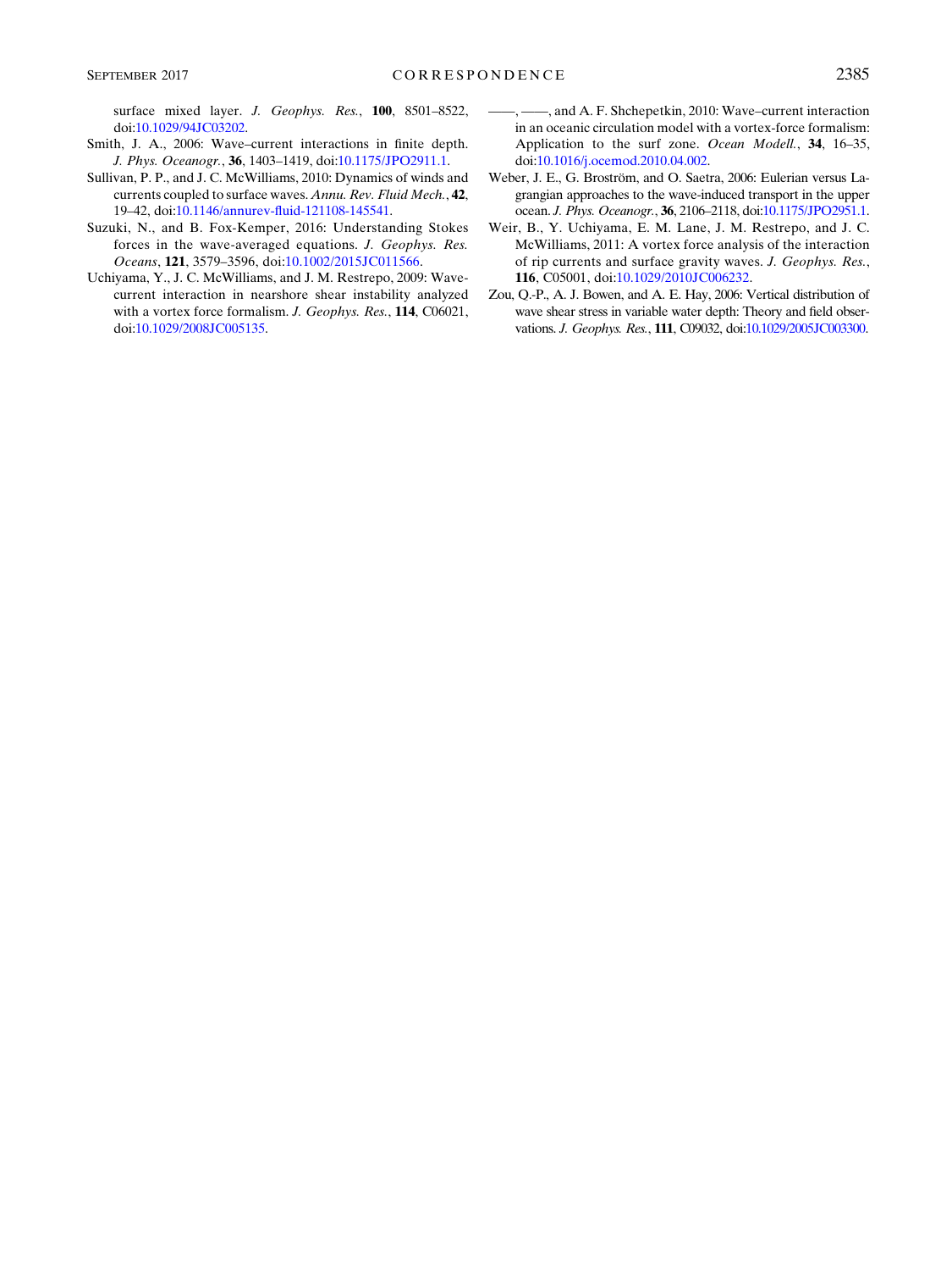surface mixed layer. *J. Geophys. Res.*, **100**, 8501–8522, doi:10.1029/94JC03202.

Smith, J. A., 2006: Wave–current interactions in finite depth. *J. Phys. Oceanogr.*, **36**, 1403–1419, doi:10.1175/JPO2911.1.

Sullivan, P. P., and J. C. McWilliams, 2010: Dynamics of winds and currents coupled to surface waves. *Annu. Rev. Fluid Mech.*, **42**, 19–42, doi:10.1146/annurev-fluid-121108-145541.

Suzuki, N., and B. Fox-Kemper, 2016: Understanding Stokes forces in the wave-averaged equations. *J. Geophys. Res. Oceans*, **121**, 3579–3596, doi:10.1002/2015JC011566.

Uchiyama, Y., J. C. McWilliams, and J. M. Restrepo, 2009: Wave-current interaction in nearshore shear instability analyzed with a vortex force formalism. *J. Geophys. Res.*, **114**, C06021, doi:10.1029/2008JC005135.

——, ——, and A. F. Shchepetkin, 2010: Wave–current interaction in an oceanic circulation model with a vortex-force formalism: Application to the surf zone. *Ocean Modell.*, **34**, 16–35, doi:10.1016/j.ocemod.2010.04.002.

Weber, J. E., G. Broström, and O. Saetra, 2006: Eulerian versus Lagrangian approaches to the wave-induced transport in the upper ocean. *J. Phys. Oceanogr.*, **36**, 2106–2118, doi:10.1175/JPO2951.1.

Weir, B., Y. Uchiyama, E. M. Lane, J. M. Restrepo, and J. C. McWilliams, 2011: A vortex force analysis of the interaction of rip currents and surface gravity waves. *J. Geophys. Res.*, **116**, C05001, doi:10.1029/2010JC006232.

Zou, Q.-P., A. J. Bowen, and A. E. Hay, 2006: Vertical distribution of wave shear stress in variable water depth: Theory and field observations. *J. Geophys. Res.*, **111**, C09032, doi:10.1029/2005JC003300.